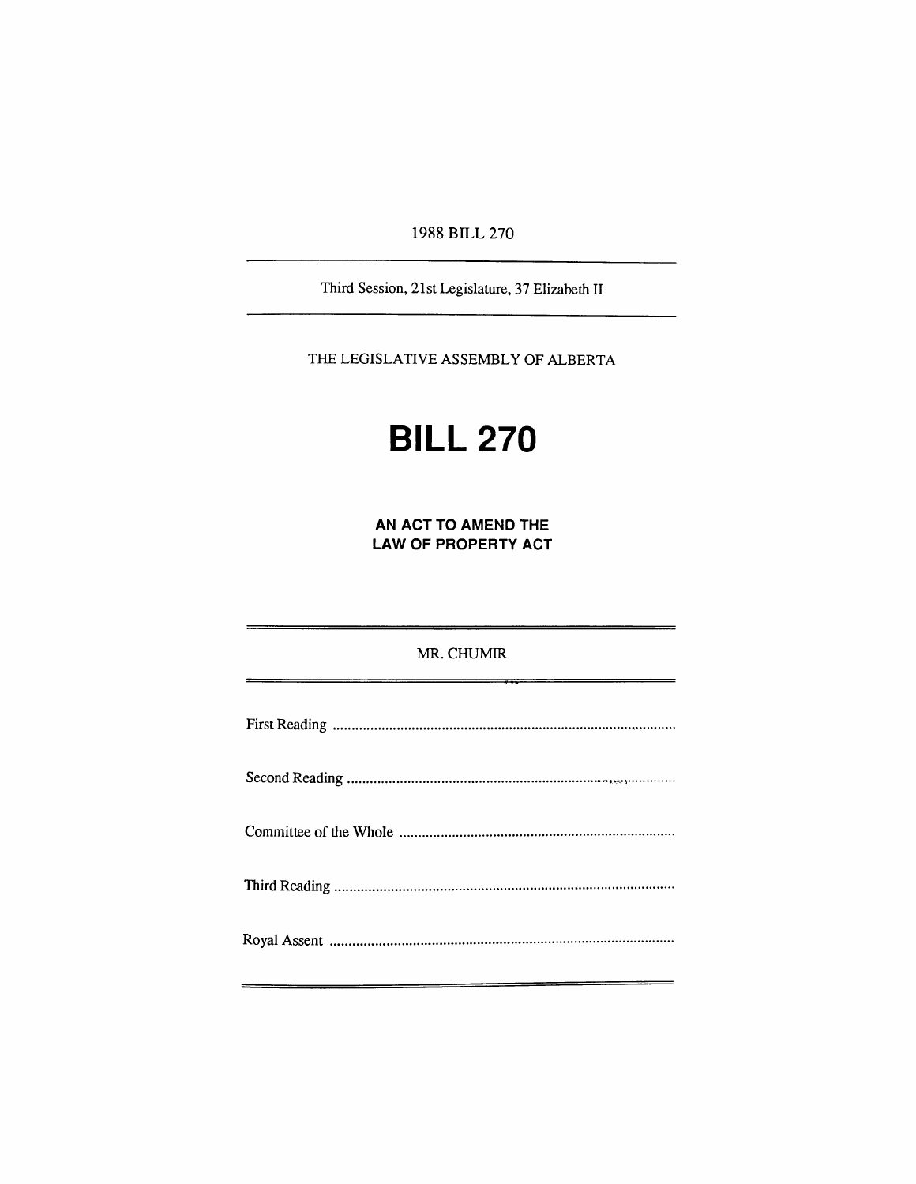1988 BILL 270

---

Third Session, 21st Legislature, 37 Elizabeth II

---

THE LEGISLATIVE ASSEMBLY OF ALBERTA

# BILL 270

## AN ACT TO AMEND THE LAW OF PROPERTY ACT

---

MR. CHUMIR

---

First Reading ..........................................................................................

Second Reading ......................................................................................

Committee of the Whole .........................................................................

Third Reading .........................................................................................

Royal Assent ..........................................................................................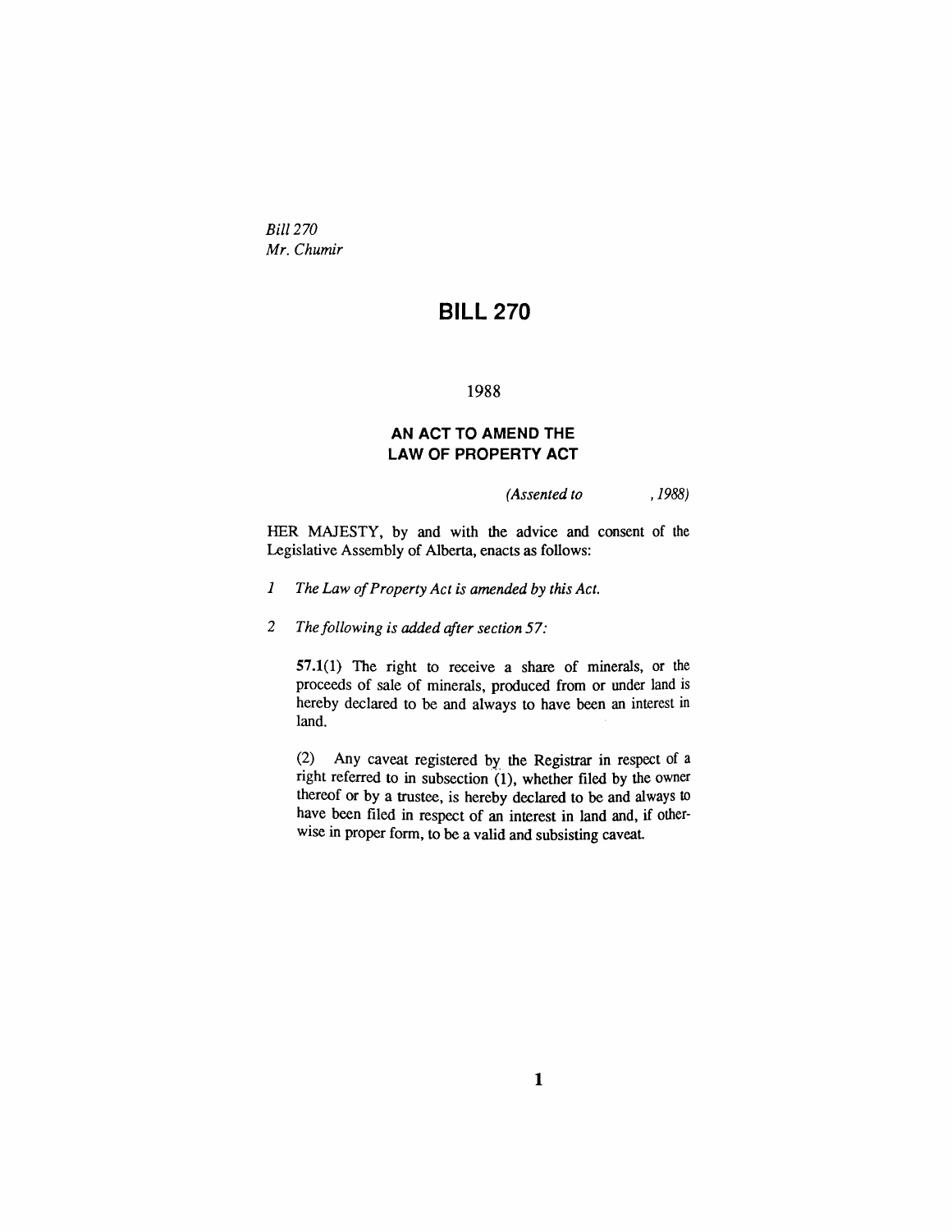*Bill 270*
*Mr. Chumir*

# BILL 270

1988

## AN ACT TO AMEND THE LAW OF PROPERTY ACT

*(Assented to , 1988)*

HER MAJESTY, by and with the advice and consent of the Legislative Assembly of Alberta, enacts as follows:

*1 The Law of Property Act is amended by this Act.*

*2 The following is added after section 57:*

**57.1**(1) The right to receive a share of minerals, or the proceeds of sale of minerals, produced from or under land is hereby declared to be and always to have been an interest in land.

(2) Any caveat registered by the Registrar in respect of a right referred to in subsection (1), whether filed by the owner thereof or by a trustee, is hereby declared to be and always to have been filed in respect of an interest in land and, if otherwise in proper form, to be a valid and subsisting caveat.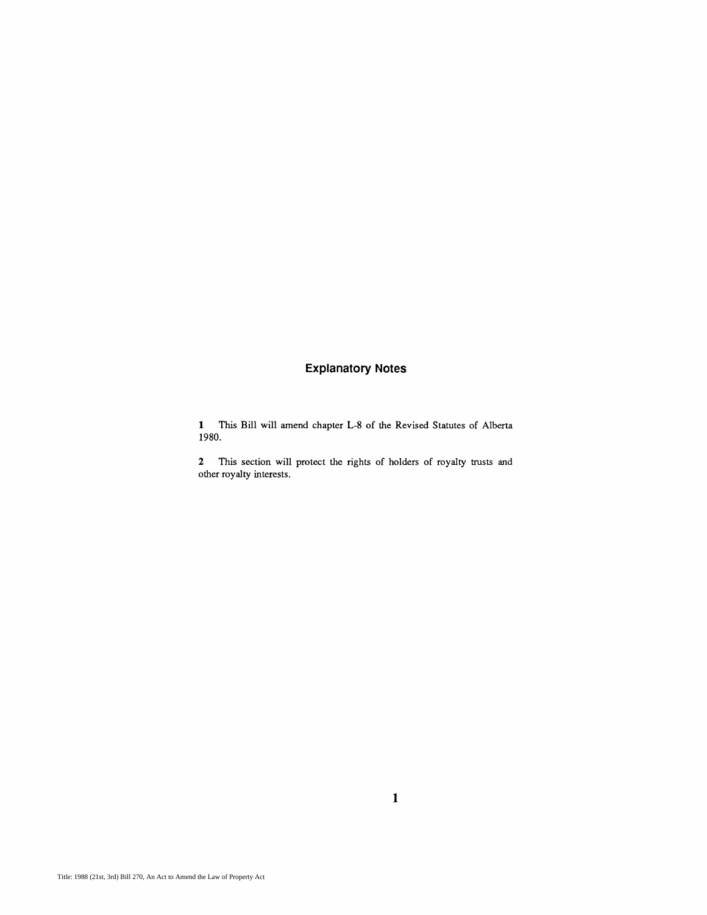## Explanatory Notes

**1** This Bill will amend chapter L-8 of the Revised Statutes of Alberta 1980.

**2** This section will protect the rights of holders of royalty trusts and other royalty interests.